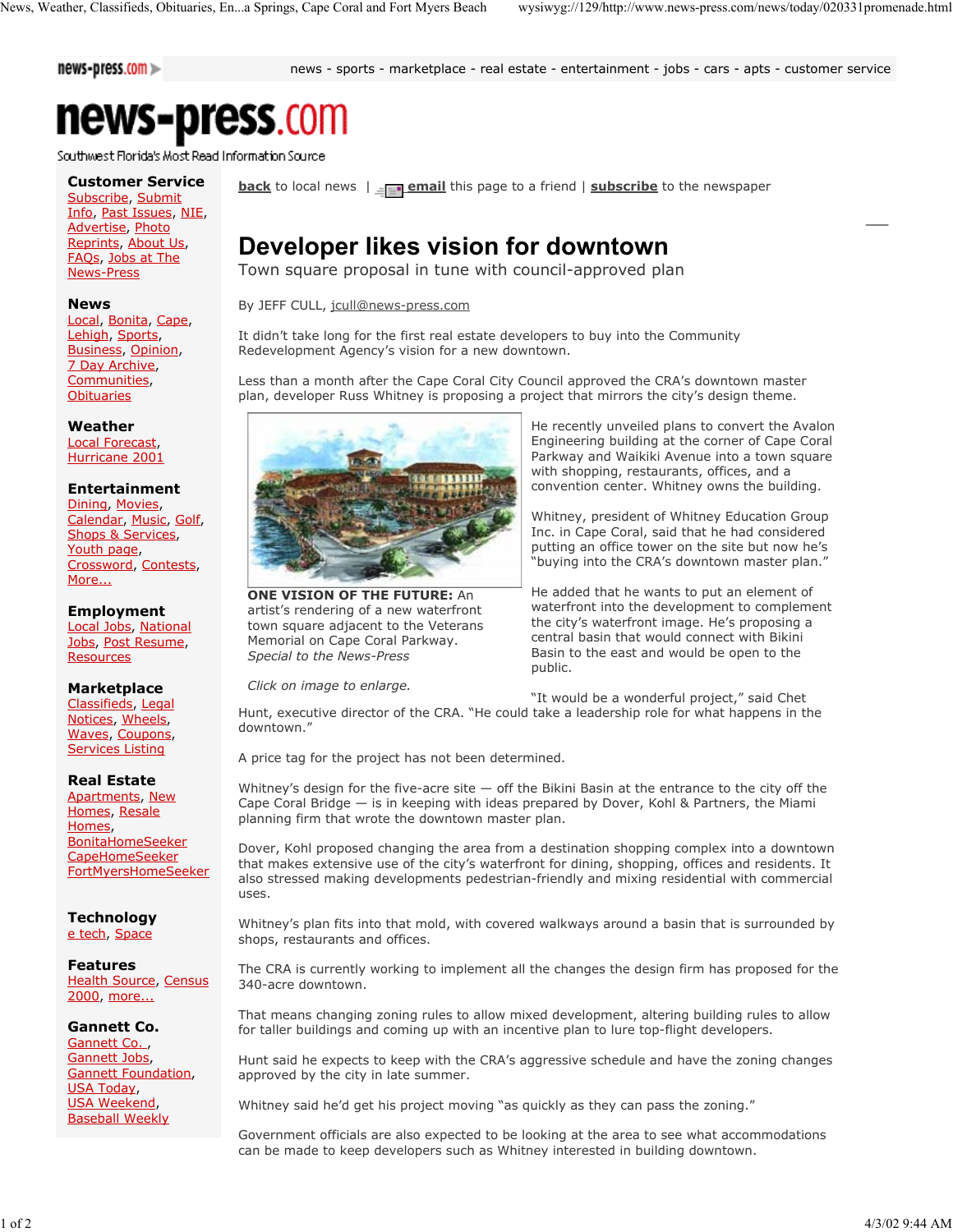news - sports - marketplace - real estate - entertainment - jobs - cars - apts - customer service

# news-press.com

Southwest Florida's Most Read Information Source

**Customer Service**
Subscribe, Submit Info, Past Issues, NIE, Advertise, Photo Reprints, About Us, FAQs, Jobs at The News-Press

**News**
Local, Bonita, Cape, Lehigh, Sports, Business, Opinion, 7 Day Archive, Communities, Obituaries

**Weather**
Local Forecast, Hurricane 2001

**Entertainment**
Dining, Movies, Calendar, Music, Golf, Shops & Services, Youth page, Crossword, Contests, More...

**Employment**
Local Jobs, National Jobs, Post Resume, Resources

**Marketplace**
Classifieds, Legal Notices, Wheels, Waves, Coupons, Services Listing

**Real Estate**
Apartments, New Homes, Resale Homes, BonitaHomeSeeker, CapeHomeSeeker, FortMyersHomeSeeker

**Technology**
e tech, Space

**Features**
Health Source, Census 2000, more...

**Gannett Co.**
Gannett Co., Gannett Jobs, Gannett Foundation, USA Today, USA Weekend, Baseball Weekly

**back** to local news | **email** this page to a friend | **subscribe** to the newspaper

# Developer likes vision for downtown

## Town square proposal in tune with council-approved plan

By JEFF CULL, jcull@news-press.com

It didn't take long for the first real estate developers to buy into the Community Redevelopment Agency's vision for a new downtown.

Less than a month after the Cape Coral City Council approved the CRA's downtown master plan, developer Russ Whitney is proposing a project that mirrors the city's design theme.

**ONE VISION OF THE FUTURE:** An artist's rendering of a new waterfront town square adjacent to the Veterans Memorial on Cape Coral Parkway. *Special to the News-Press*

*Click on image to enlarge.*

He recently unveiled plans to convert the Avalon Engineering building at the corner of Cape Coral Parkway and Waikiki Avenue into a town square with shopping, restaurants, offices, and a convention center. Whitney owns the building.

Whitney, president of Whitney Education Group Inc. in Cape Coral, said that he had considered putting an office tower on the site but now he's "buying into the CRA's downtown master plan."

He added that he wants to put an element of waterfront into the development to complement the city's waterfront image. He's proposing a central basin that would connect with Bikini Basin to the east and would be open to the public.

"It would be a wonderful project," said Chet Hunt, executive director of the CRA. "He could take a leadership role for what happens in the downtown."

A price tag for the project has not been determined.

Whitney's design for the five-acre site — off the Bikini Basin at the entrance to the city off the Cape Coral Bridge — is in keeping with ideas prepared by Dover, Kohl & Partners, the Miami planning firm that wrote the downtown master plan.

Dover, Kohl proposed changing the area from a destination shopping complex into a downtown that makes extensive use of the city's waterfront for dining, shopping, offices and residents. It also stressed making developments pedestrian-friendly and mixing residential with commercial uses.

Whitney's plan fits into that mold, with covered walkways around a basin that is surrounded by shops, restaurants and offices.

The CRA is currently working to implement all the changes the design firm has proposed for the 340-acre downtown.

That means changing zoning rules to allow mixed development, altering building rules to allow for taller buildings and coming up with an incentive plan to lure top-flight developers.

Hunt said he expects to keep with the CRA's aggressive schedule and have the zoning changes approved by the city in late summer.

Whitney said he'd get his project moving "as quickly as they can pass the zoning."

Government officials are also expected to be looking at the area to see what accommodations can be made to keep developers such as Whitney interested in building downtown.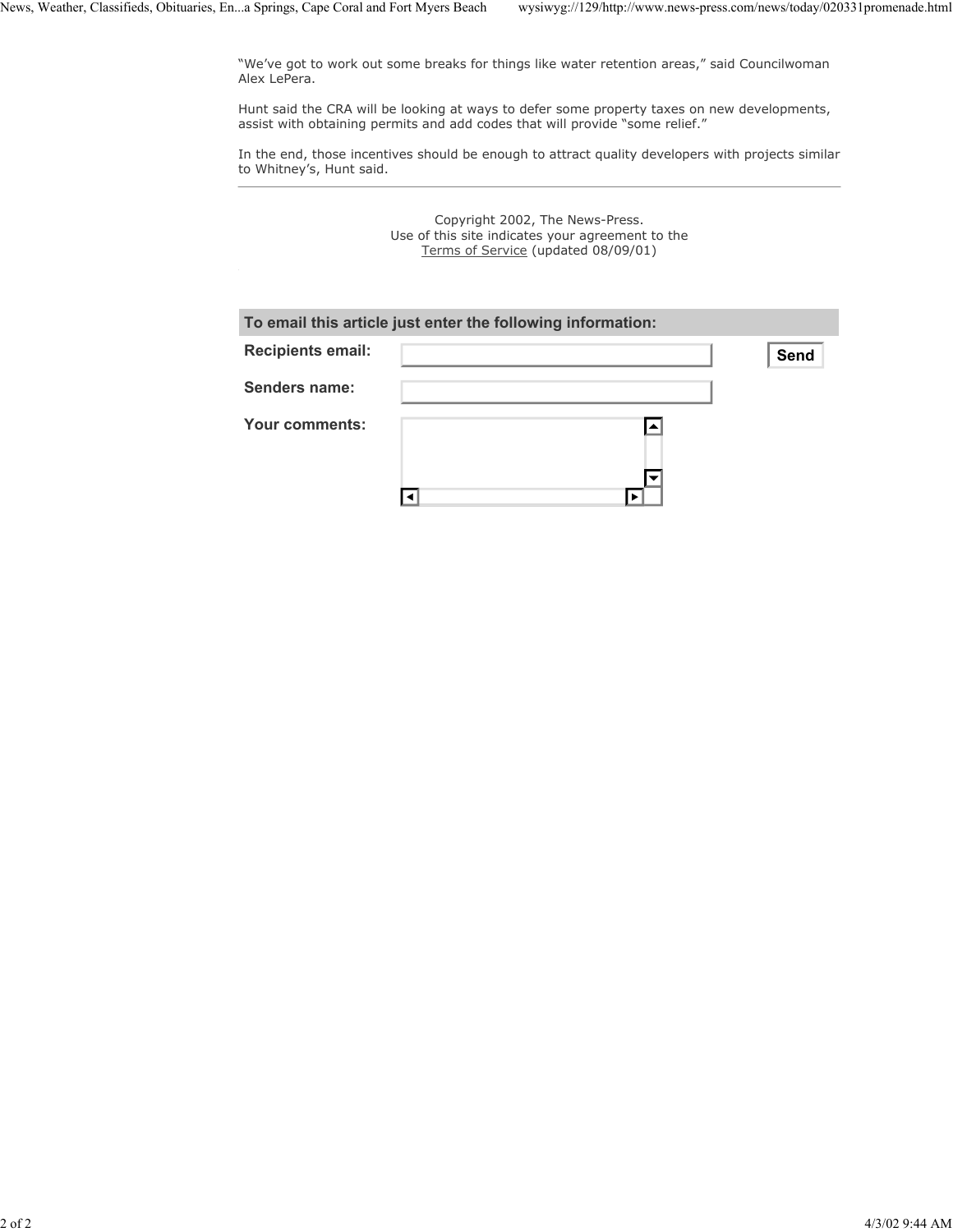“We’ve got to work out some breaks for things like water retention areas,” said Councilwoman Alex LePera.

Hunt said the CRA will be looking at ways to defer some property taxes on new developments, assist with obtaining permits and add codes that will provide “some relief.”

In the end, those incentives should be enough to attract quality developers with projects similar to Whitney’s, Hunt said.

---

Copyright 2002, The News-Press.
Use of this site indicates your agreement to the Terms of Service (updated 08/09/01)

**To email this article just enter the following information:**

**Recipients email:** **Send**

**Senders name:**

**Your comments:**